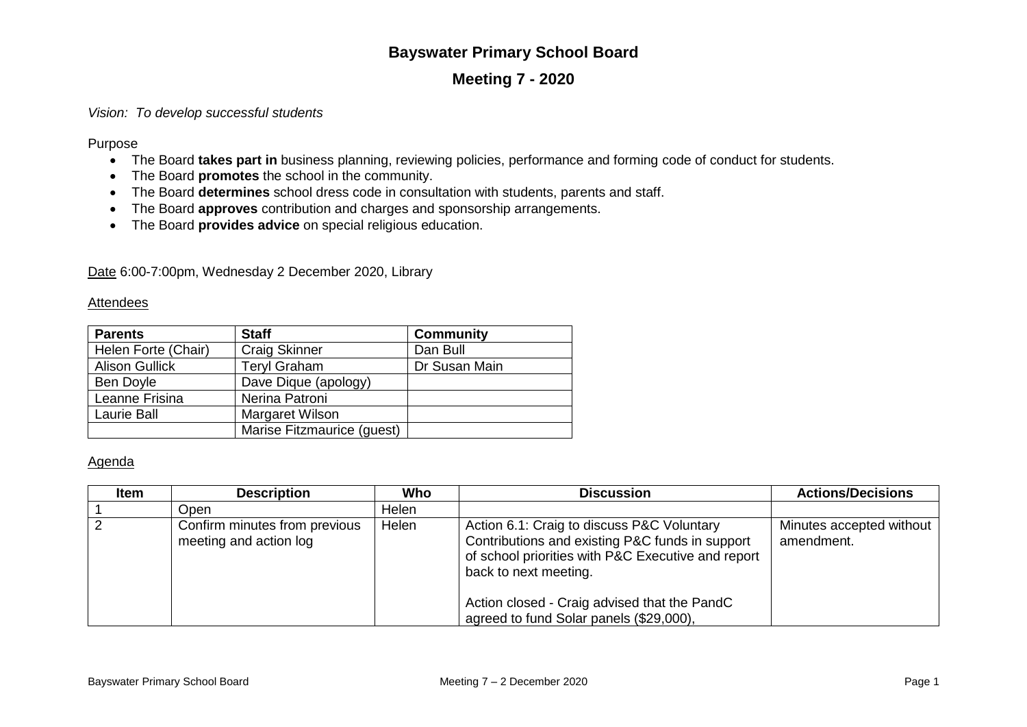# Bayswater Primary School Board

## Meeting 7 - 2020

*Vision: To develop successful students*

Purpose

- The Board **takes part in** business planning, reviewing policies, performance and forming code of conduct for students.
- The Board **promotes** the school in the community.
- The Board **determines** school dress code in consultation with students, parents and staff.
- The Board **approves** contribution and charges and sponsorship arrangements.
- The Board **provides advice** on special religious education.

Date 6:00-7:00pm, Wednesday 2 December 2020, Library

Attendees

| Parents | Staff | Community |
|---|---|---|
| Helen Forte (Chair) | Craig Skinner | Dan Bull |
| Alison Gullick | Teryl Graham | Dr Susan Main |
| Ben Doyle | Dave Dique (apology) | |
| Leanne Frisina | Nerina Patroni | |
| Laurie Ball | Margaret Wilson | |
| | Marise Fitzmaurice (guest) | |

Agenda

| Item | Description | Who | Discussion | Actions/Decisions |
|---|---|---|---|---|
| 1 | Open | Helen | | |
| 2 | Confirm minutes from previous meeting and action log | Helen | Action 6.1: Craig to discuss P&C Voluntary Contributions and existing P&C funds in support of school priorities with P&C Executive and report back to next meeting.<br><br>Action closed - Craig advised that the PandC agreed to fund Solar panels ($29,000), | Minutes accepted without amendment. |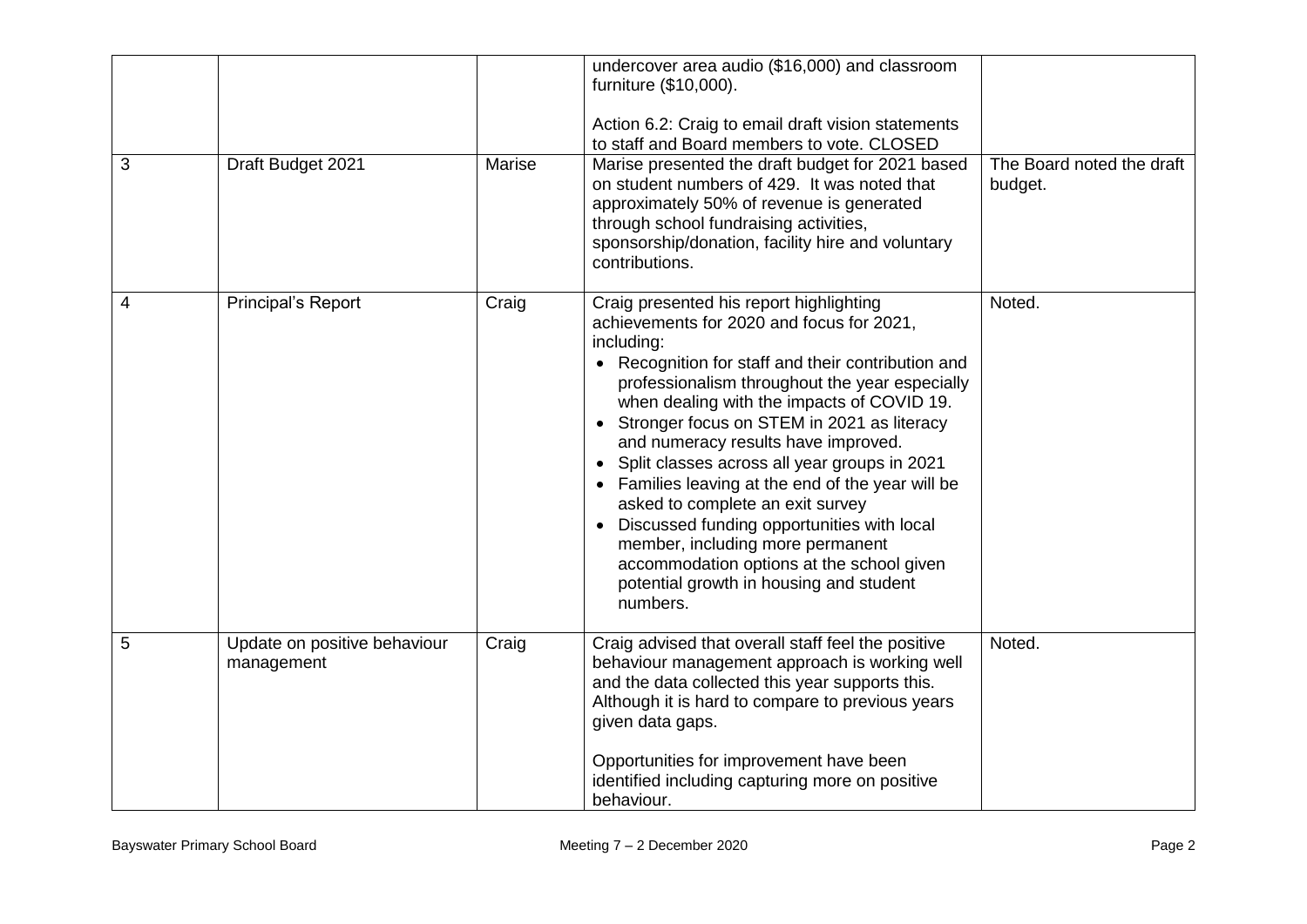| | | | | |
|---|---|---|---|---|
| | | | undercover area audio ($16,000) and classroom furniture ($10,000).<br><br>Action 6.2: Craig to email draft vision statements to staff and Board members to vote. CLOSED | |
| 3 | Draft Budget 2021 | Marise | Marise presented the draft budget for 2021 based on student numbers of 429. It was noted that approximately 50% of revenue is generated through school fundraising activities, sponsorship/donation, facility hire and voluntary contributions. | The Board noted the draft budget. |
| 4 | Principal's Report | Craig | Craig presented his report highlighting achievements for 2020 and focus for 2021, including:<br>• Recognition for staff and their contribution and professionalism throughout the year especially when dealing with the impacts of COVID 19.<br>• Stronger focus on STEM in 2021 as literacy and numeracy results have improved.<br>• Split classes across all year groups in 2021<br>• Families leaving at the end of the year will be asked to complete an exit survey<br>• Discussed funding opportunities with local member, including more permanent accommodation options at the school given potential growth in housing and student numbers. | Noted. |
| 5 | Update on positive behaviour management | Craig | Craig advised that overall staff feel the positive behaviour management approach is working well and the data collected this year supports this. Although it is hard to compare to previous years given data gaps.<br><br>Opportunities for improvement have been identified including capturing more on positive behaviour. | Noted. |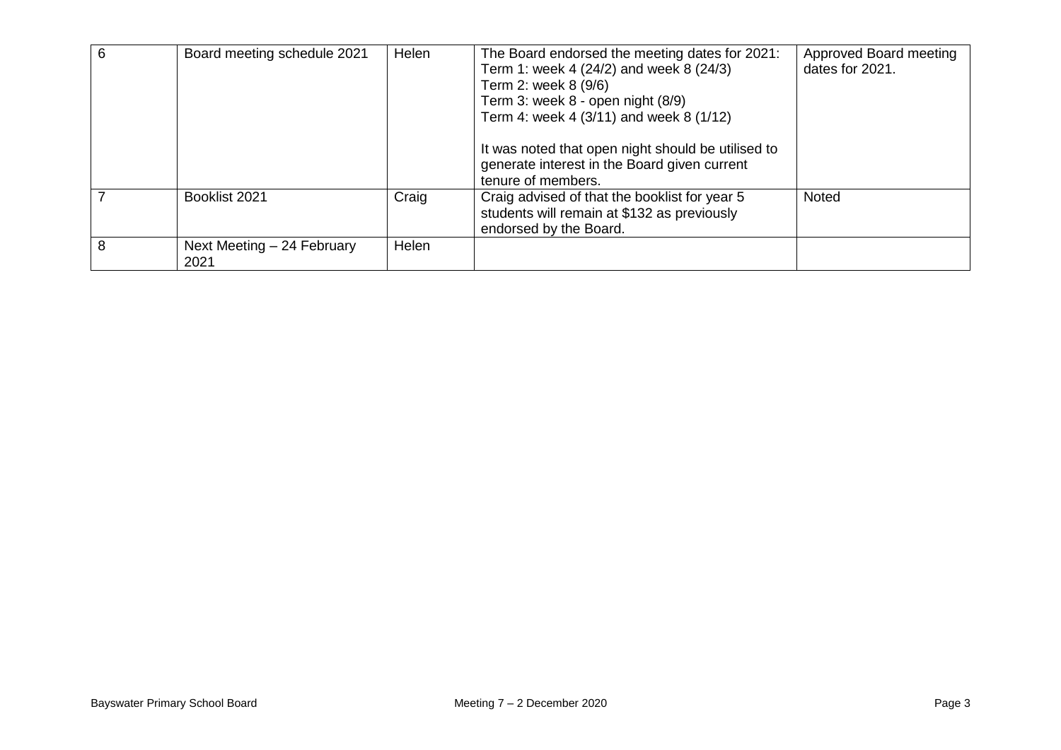| | | | | |
|---|---|---|---|---|
| 6 | Board meeting schedule 2021 | Helen | The Board endorsed the meeting dates for 2021:<br>Term 1: week 4 (24/2) and week 8 (24/3)<br>Term 2: week 8 (9/6)<br>Term 3: week 8 - open night (8/9)<br>Term 4: week 4 (3/11) and week 8 (1/12)<br><br>It was noted that open night should be utilised to generate interest in the Board given current tenure of members. | Approved Board meeting dates for 2021. |
| 7 | Booklist 2021 | Craig | Craig advised of that the booklist for year 5 students will remain at $132 as previously endorsed by the Board. | Noted |
| 8 | Next Meeting – 24 February 2021 | Helen | | |